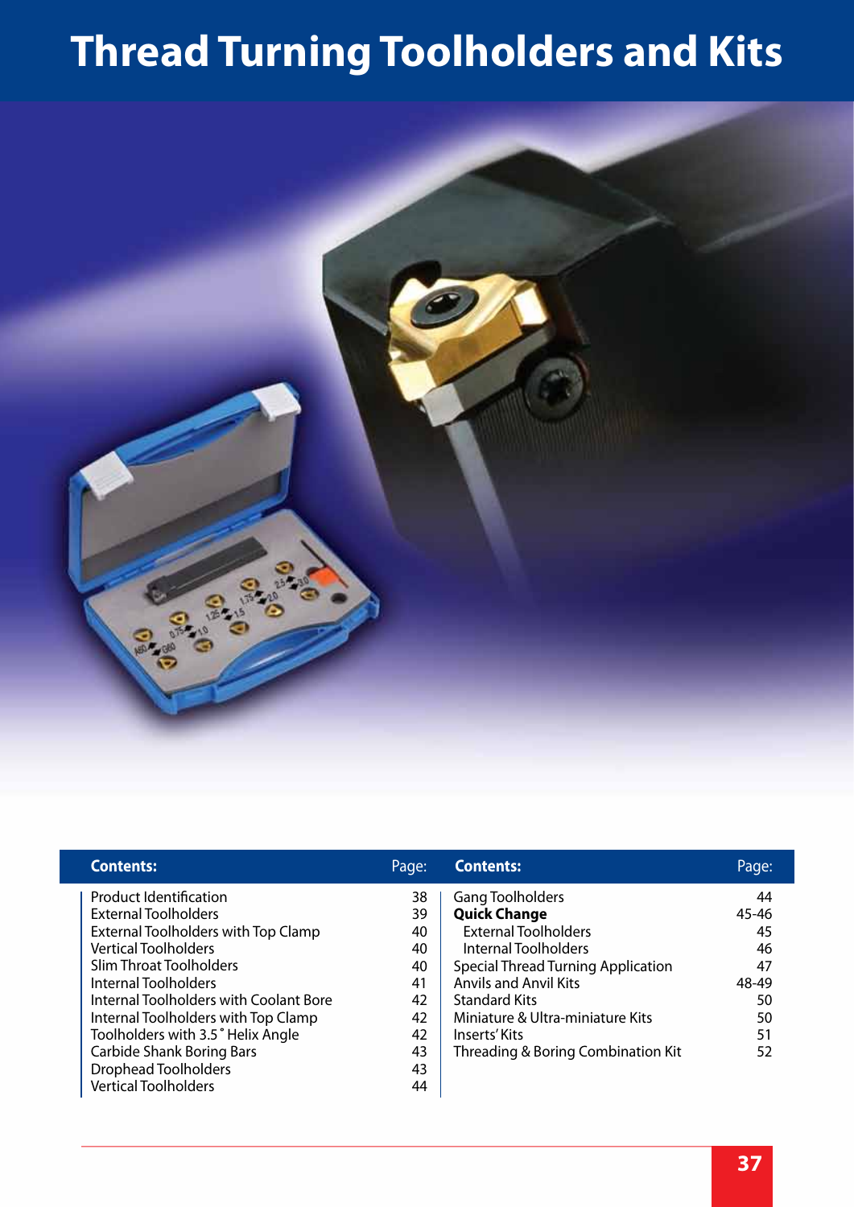# Thread Turning Toolholders and Kits

| Contents: | Page: |
|---|---|
| Product Identification | 38 |
| External Toolholders | 39 |
| External Toolholders with Top Clamp | 40 |
| Vertical Toolholders | 40 |
| Slim Throat Toolholders | 40 |
| Internal Toolholders | 41 |
| Internal Toolholders with Coolant Bore | 42 |
| Internal Toolholders with Top Clamp | 42 |
| Toolholders with 3.5˚ Helix Angle | 42 |
| Carbide Shank Boring Bars | 43 |
| Drophead Toolholders | 43 |
| Vertical Toolholders | 44 |

| Contents: | Page: |
|---|---|
| Gang Toolholders | 44 |
| **Quick Change** | 45-46 |
| External Toolholders | 45 |
| Internal Toolholders | 46 |
| Special Thread Turning Application | 47 |
| Anvils and Anvil Kits | 48-49 |
| Standard Kits | 50 |
| Miniature & Ultra-miniature Kits | 50 |
| Inserts' Kits | 51 |
| Threading & Boring Combination Kit | 52 |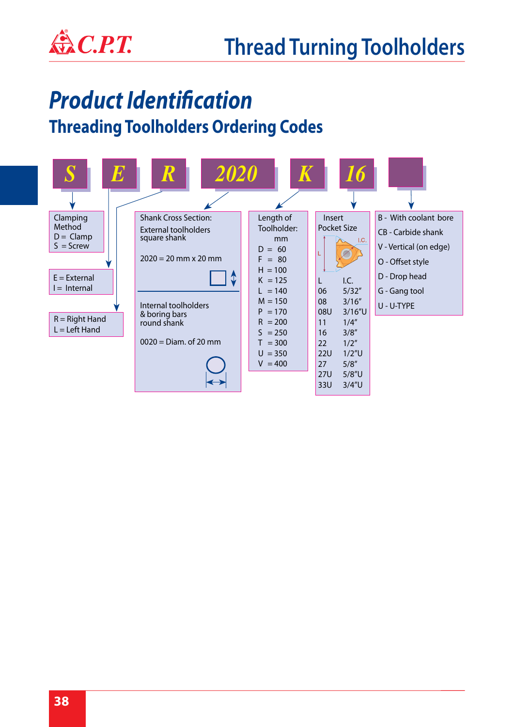# Product Identification

## Threading Toolholders Ordering Codes

| S | E | R | 2020 | K | 16 | |
|---|---|---|---|---|---|---|

**Clamping Method**
D = Clamp
S = Screw

**E** = External
**I** = Internal

**R** = Right Hand
**L** = Left Hand

**Shank Cross Section:**

External toolholders square shank

2020 = 20 mm x 20 mm

Internal toolholders & boring bars round shank

0020 = Diam. of 20 mm

**Length of Toolholder:** mm

| Code | mm |
|---|---|
| D | 60 |
| F | 80 |
| H | 100 |
| K | 125 |
| L | 140 |
| M | 150 |
| P | 170 |
| R | 200 |
| S | 250 |
| T | 300 |
| U | 350 |
| V | 400 |

**Insert Pocket Size**

| L | I.C. |
|---|---|
| 06 | 5/32" |
| 08 | 3/16" |
| 08U | 3/16"U |
| 11 | 1/4" |
| 16 | 3/8" |
| 22 | 1/2" |
| 22U | 1/2"U |
| 27 | 5/8" |
| 27U | 5/8"U |
| 33U | 3/4"U |

- B - With coolant bore
- CB - Carbide shank
- V - Vertical (on edge)
- O - Offset style
- D - Drop head
- G - Gang tool
- U - U-TYPE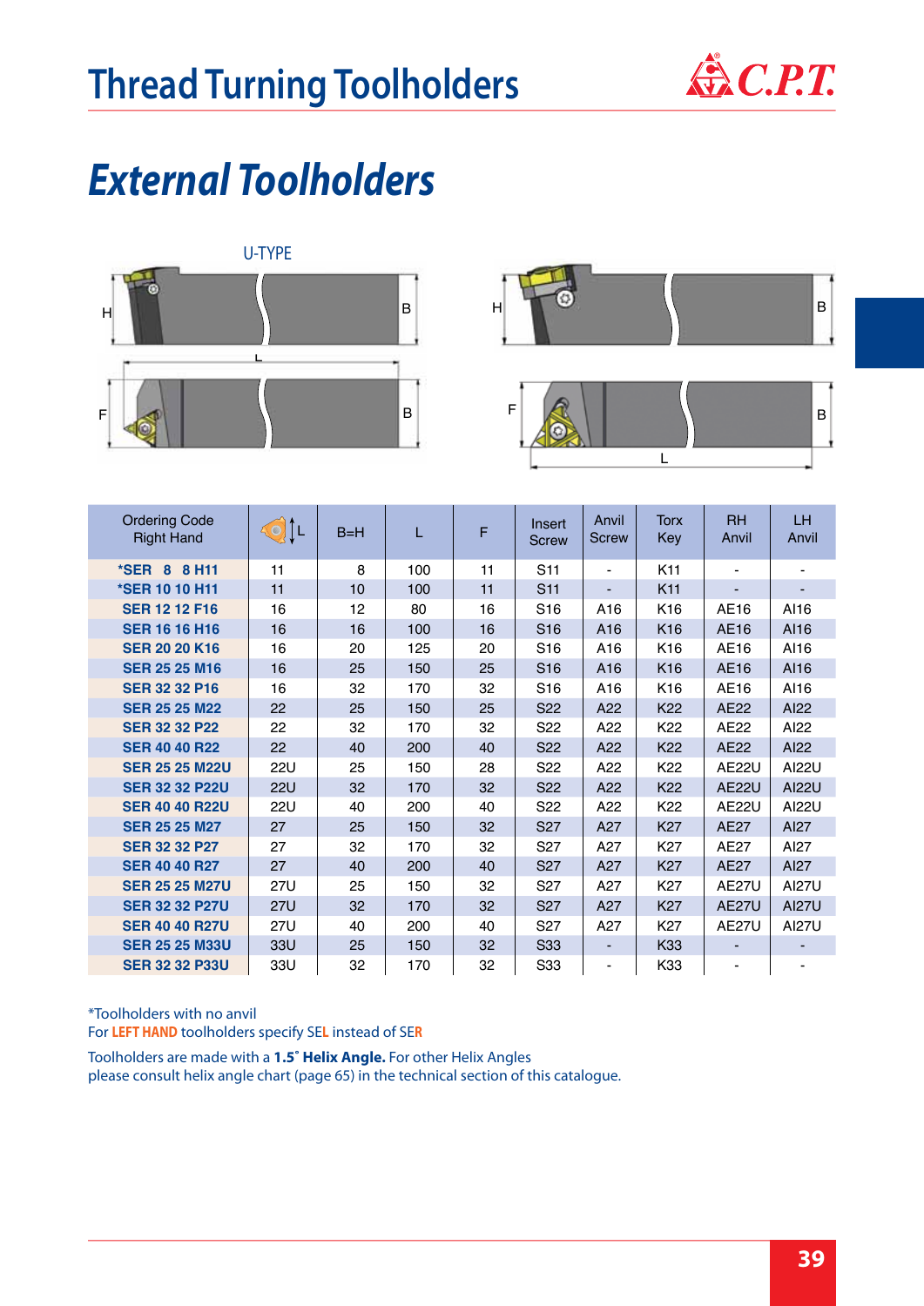# Thread Turning Toolholders

## External Toolholders

U-TYPE

| Ordering Code Right Hand | L | B=H | L | F | Insert Screw | Anvil Screw | Torx Key | RH Anvil | LH Anvil |
|---|---|---|---|---|---|---|---|---|---|
| *SER 8 8 H11 | 11 | 8 | 100 | 11 | S11 | - | K11 | - | - |
| *SER 10 10 H11 | 11 | 10 | 100 | 11 | S11 | - | K11 | - | - |
| SER 12 12 F16 | 16 | 12 | 80 | 16 | S16 | A16 | K16 | AE16 | AI16 |
| SER 16 16 H16 | 16 | 16 | 100 | 16 | S16 | A16 | K16 | AE16 | AI16 |
| SER 20 20 K16 | 16 | 20 | 125 | 20 | S16 | A16 | K16 | AE16 | AI16 |
| SER 25 25 M16 | 16 | 25 | 150 | 25 | S16 | A16 | K16 | AE16 | AI16 |
| SER 32 32 P16 | 16 | 32 | 170 | 32 | S16 | A16 | K16 | AE16 | AI16 |
| SER 25 25 M22 | 22 | 25 | 150 | 25 | S22 | A22 | K22 | AE22 | AI22 |
| SER 32 32 P22 | 22 | 32 | 170 | 32 | S22 | A22 | K22 | AE22 | AI22 |
| SER 40 40 R22 | 22 | 40 | 200 | 40 | S22 | A22 | K22 | AE22 | AI22 |
| SER 25 25 M22U | 22U | 25 | 150 | 28 | S22 | A22 | K22 | AE22U | AI22U |
| SER 32 32 P22U | 22U | 32 | 170 | 32 | S22 | A22 | K22 | AE22U | AI22U |
| SER 40 40 R22U | 22U | 40 | 200 | 40 | S22 | A22 | K22 | AE22U | AI22U |
| SER 25 25 M27 | 27 | 25 | 150 | 32 | S27 | A27 | K27 | AE27 | AI27 |
| SER 32 32 P27 | 27 | 32 | 170 | 32 | S27 | A27 | K27 | AE27 | AI27 |
| SER 40 40 R27 | 27 | 40 | 200 | 40 | S27 | A27 | K27 | AE27 | AI27 |
| SER 25 25 M27U | 27U | 25 | 150 | 32 | S27 | A27 | K27 | AE27U | AI27U |
| SER 32 32 P27U | 27U | 32 | 170 | 32 | S27 | A27 | K27 | AE27U | AI27U |
| SER 40 40 R27U | 27U | 40 | 200 | 40 | S27 | A27 | K27 | AE27U | AI27U |
| SER 25 25 M33U | 33U | 25 | 150 | 32 | S33 | - | K33 | - | - |
| SER 32 32 P33U | 33U | 32 | 170 | 32 | S33 | - | K33 | - | - |

*Toolholders with no anvil

For **LEFT HAND** toolholders specify SE**L** instead of SE**R**

Toolholders are made with a **1.5˚ Helix Angle.** For other Helix Angles please consult helix angle chart (page 65) in the technical section of this catalogue.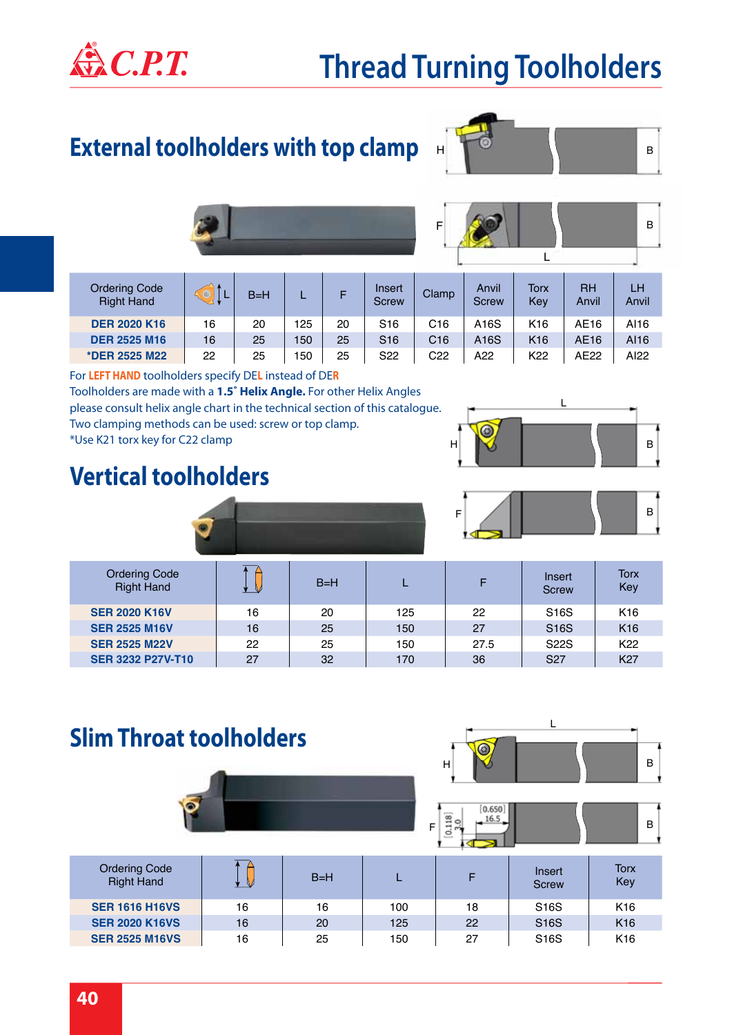# Thread Turning Toolholders

## External toolholders with top clamp

| Ordering Code Right Hand | L | B=H | L | F | Insert Screw | Clamp | Anvil Screw | Torx Key | RH Anvil | LH Anvil |
|---|---|---|---|---|---|---|---|---|---|---|
| **DER 2020 K16** | 16 | 20 | 125 | 20 | S16 | C16 | A16S | K16 | AE16 | AI16 |
| **DER 2525 M16** | 16 | 25 | 150 | 25 | S16 | C16 | A16S | K16 | AE16 | AI16 |
| ***DER 2525 M22** | 22 | 25 | 150 | 25 | S22 | C22 | A22 | K22 | AE22 | AI22 |

For **LEFT HAND** toolholders specify DE**L** instead of DE**R**
Toolholders are made with a **1.5˚ Helix Angle.** For other Helix Angles please consult helix angle chart in the technical section of this catalogue.
Two clamping methods can be used: screw or top clamp.
*Use K21 torx key for C22 clamp

## Vertical toolholders

| Ordering Code Right Hand | | B=H | L | F | Insert Screw | Torx Key |
|---|---|---|---|---|---|---|
| **SER 2020 K16V** | 16 | 20 | 125 | 22 | S16S | K16 |
| **SER 2525 M16V** | 16 | 25 | 150 | 27 | S16S | K16 |
| **SER 2525 M22V** | 22 | 25 | 150 | 27.5 | S22S | K22 |
| **SER 3232 P27V-T10** | 27 | 32 | 170 | 36 | S27 | K27 |

## Slim Throat toolholders

| Ordering Code Right Hand | | B=H | L | F | Insert Screw | Torx Key |
|---|---|---|---|---|---|---|
| **SER 1616 H16VS** | 16 | 16 | 100 | 18 | S16S | K16 |
| **SER 2020 K16VS** | 16 | 20 | 125 | 22 | S16S | K16 |
| **SER 2525 M16VS** | 16 | 25 | 150 | 27 | S16S | K16 |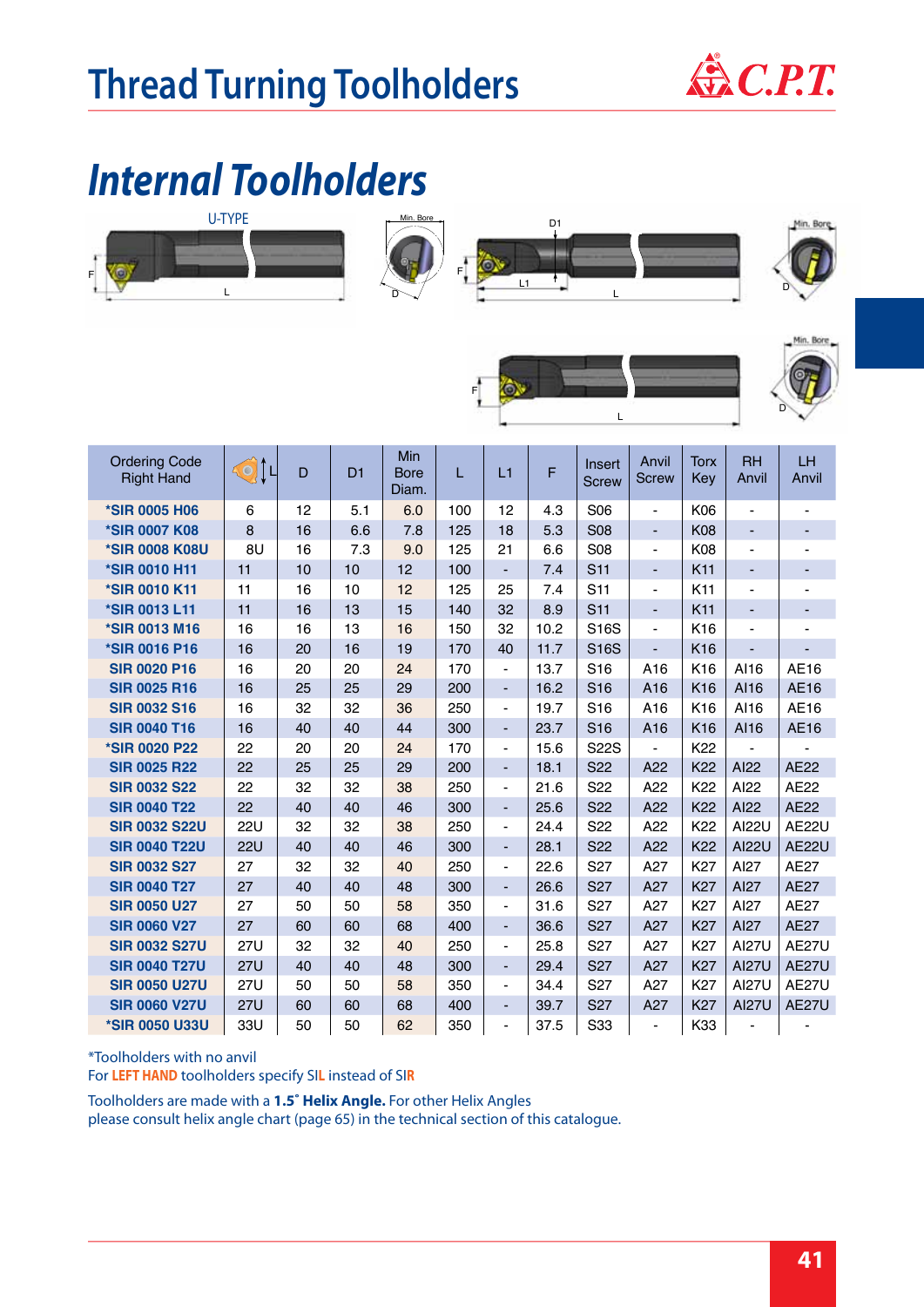# Thread Turning Toolholders

## Internal Toolholders

U-TYPE

| Ordering Code Right Hand | L | D | D1 | Min Bore Diam. | L | L1 | F | Insert Screw | Anvil Screw | Torx Key | RH Anvil | LH Anvil |
|---|---|---|---|---|---|---|---|---|---|---|---|---|
| *SIR 0005 H06 | 6 | 12 | 5.1 | 6.0 | 100 | 12 | 4.3 | S06 | - | K06 | - | - |
| *SIR 0007 K08 | 8 | 16 | 6.6 | 7.8 | 125 | 18 | 5.3 | S08 | - | K08 | - | - |
| *SIR 0008 K08U | 8U | 16 | 7.3 | 9.0 | 125 | 21 | 6.6 | S08 | - | K08 | - | - |
| *SIR 0010 H11 | 11 | 10 | 10 | 12 | 100 | - | 7.4 | S11 | - | K11 | - | - |
| *SIR 0010 K11 | 11 | 16 | 10 | 12 | 125 | 25 | 7.4 | S11 | - | K11 | - | - |
| *SIR 0013 L11 | 11 | 16 | 13 | 15 | 140 | 32 | 8.9 | S11 | - | K11 | - | - |
| *SIR 0013 M16 | 16 | 16 | 13 | 16 | 150 | 32 | 10.2 | S16S | - | K16 | - | - |
| *SIR 0016 P16 | 16 | 20 | 16 | 19 | 170 | 40 | 11.7 | S16S | - | K16 | - | - |
| SIR 0020 P16 | 16 | 20 | 20 | 24 | 170 | - | 13.7 | S16 | A16 | K16 | AI16 | AE16 |
| SIR 0025 R16 | 16 | 25 | 25 | 29 | 200 | - | 16.2 | S16 | A16 | K16 | AI16 | AE16 |
| SIR 0032 S16 | 16 | 32 | 32 | 36 | 250 | - | 19.7 | S16 | A16 | K16 | AI16 | AE16 |
| SIR 0040 T16 | 16 | 40 | 40 | 44 | 300 | - | 23.7 | S16 | A16 | K16 | AI16 | AE16 |
| *SIR 0020 P22 | 22 | 20 | 20 | 24 | 170 | - | 15.6 | S22S | - | K22 | - | - |
| SIR 0025 R22 | 22 | 25 | 25 | 29 | 200 | - | 18.1 | S22 | A22 | K22 | AI22 | AE22 |
| SIR 0032 S22 | 22 | 32 | 32 | 38 | 250 | - | 21.6 | S22 | A22 | K22 | AI22 | AE22 |
| SIR 0040 T22 | 22 | 40 | 40 | 46 | 300 | - | 25.6 | S22 | A22 | K22 | AI22 | AE22 |
| SIR 0032 S22U | 22U | 32 | 32 | 38 | 250 | - | 24.4 | S22 | A22 | K22 | AI22U | AE22U |
| SIR 0040 T22U | 22U | 40 | 40 | 46 | 300 | - | 28.1 | S22 | A22 | K22 | AI22U | AE22U |
| SIR 0032 S27 | 27 | 32 | 32 | 40 | 250 | - | 22.6 | S27 | A27 | K27 | AI27 | AE27 |
| SIR 0040 T27 | 27 | 40 | 40 | 48 | 300 | - | 26.6 | S27 | A27 | K27 | AI27 | AE27 |
| SIR 0050 U27 | 27 | 50 | 50 | 58 | 350 | - | 31.6 | S27 | A27 | K27 | AI27 | AE27 |
| SIR 0060 V27 | 27 | 60 | 60 | 68 | 400 | - | 36.6 | S27 | A27 | K27 | AI27 | AE27 |
| SIR 0032 S27U | 27U | 32 | 32 | 40 | 250 | - | 25.8 | S27 | A27 | K27 | AI27U | AE27U |
| SIR 0040 T27U | 27U | 40 | 40 | 48 | 300 | - | 29.4 | S27 | A27 | K27 | AI27U | AE27U |
| SIR 0050 U27U | 27U | 50 | 50 | 58 | 350 | - | 34.4 | S27 | A27 | K27 | AI27U | AE27U |
| SIR 0060 V27U | 27U | 60 | 60 | 68 | 400 | - | 39.7 | S27 | A27 | K27 | AI27U | AE27U |
| *SIR 0050 U33U | 33U | 50 | 50 | 62 | 350 | - | 37.5 | S33 | - | K33 | - | - |

*Toolholders with no anvil
For **LEFT HAND** toolholders specify SI**L** instead of SI**R**

Toolholders are made with a **1.5˚ Helix Angle.** For other Helix Angles please consult helix angle chart (page 65) in the technical section of this catalogue.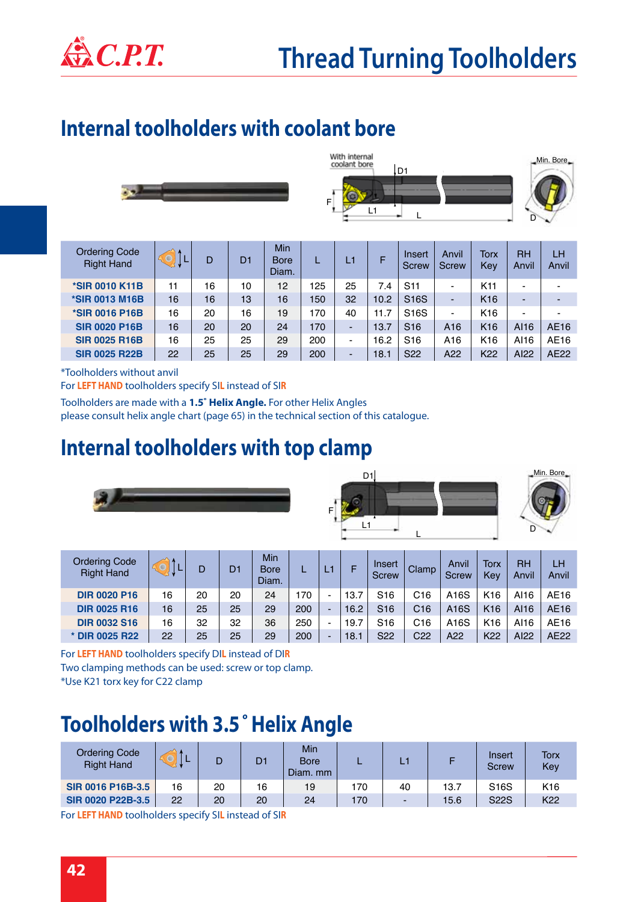# Thread Turning Toolholders

## Internal toolholders with coolant bore

| Ordering Code Right Hand | L | D | D1 | Min Bore Diam. | L | L1 | F | Insert Screw | Anvil Screw | Torx Key | RH Anvil | LH Anvil |
|---|---|---|---|---|---|---|---|---|---|---|---|---|
| *SIR 0010 K11B | 11 | 16 | 10 | 12 | 125 | 25 | 7.4 | S11 | - | K11 | - | - |
| *SIR 0013 M16B | 16 | 16 | 13 | 16 | 150 | 32 | 10.2 | S16S | - | K16 | - | - |
| *SIR 0016 P16B | 16 | 20 | 16 | 19 | 170 | 40 | 11.7 | S16S | - | K16 | - | - |
| SIR 0020 P16B | 16 | 20 | 20 | 24 | 170 | - | 13.7 | S16 | A16 | K16 | AI16 | AE16 |
| SIR 0025 R16B | 16 | 25 | 25 | 29 | 200 | - | 16.2 | S16 | A16 | K16 | AI16 | AE16 |
| SIR 0025 R22B | 22 | 25 | 25 | 29 | 200 | - | 18.1 | S22 | A22 | K22 | AI22 | AE22 |

*Toolholders without anvil

For **LEFT HAND** toolholders specify SIL instead of SIR

Toolholders are made with a **1.5˚ Helix Angle.** For other Helix Angles please consult helix angle chart (page 65) in the technical section of this catalogue.

## Internal toolholders with top clamp

| Ordering Code Right Hand | L | D | D1 | Min Bore Diam. | L | L1 | F | Insert Screw | Clamp | Anvil Screw | Torx Key | RH Anvil | LH Anvil |
|---|---|---|---|---|---|---|---|---|---|---|---|---|---|
| DIR 0020 P16 | 16 | 20 | 20 | 24 | 170 | - | 13.7 | S16 | C16 | A16S | K16 | AI16 | AE16 |
| DIR 0025 R16 | 16 | 25 | 25 | 29 | 200 | - | 16.2 | S16 | C16 | A16S | K16 | AI16 | AE16 |
| DIR 0032 S16 | 16 | 32 | 32 | 36 | 250 | - | 19.7 | S16 | C16 | A16S | K16 | AI16 | AE16 |
| * DIR 0025 R22 | 22 | 25 | 25 | 29 | 200 | - | 18.1 | S22 | C22 | A22 | K22 | AI22 | AE22 |

For **LEFT HAND** toolholders specify DIL instead of DIR

Two clamping methods can be used: screw or top clamp.

*Use K21 torx key for C22 clamp

## Toolholders with 3.5˚ Helix Angle

| Ordering Code Right Hand | L | D | D1 | Min Bore Diam. mm | L | L1 | F | Insert Screw | Torx Key |
|---|---|---|---|---|---|---|---|---|---|
| SIR 0016 P16B-3.5 | 16 | 20 | 16 | 19 | 170 | 40 | 13.7 | S16S | K16 |
| SIR 0020 P22B-3.5 | 22 | 20 | 20 | 24 | 170 | - | 15.6 | S22S | K22 |

For **LEFT HAND** toolholders specify SIL instead of SIR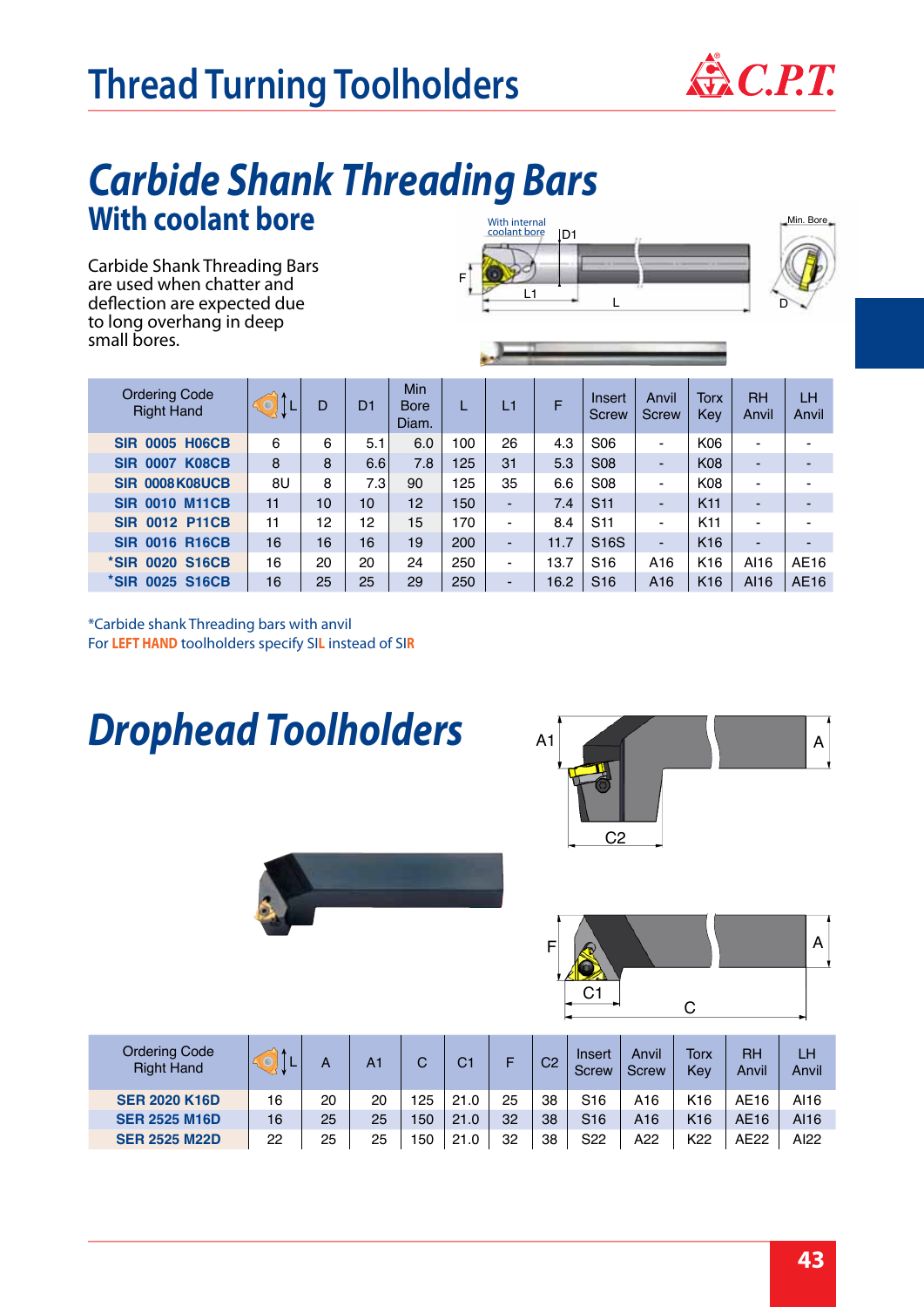# Thread Turning Toolholders

## Carbide Shank Threading Bars

### With coolant bore

Carbide Shank Threading Bars are used when chatter and deflection are expected due to long overhang in deep small bores.

| Ordering Code Right Hand | L | D | D1 | Min Bore Diam. | L | L1 | F | Insert Screw | Anvil Screw | Torx Key | RH Anvil | LH Anvil |
|---|---|---|---|---|---|---|---|---|---|---|---|---|
| SIR 0005 H06CB | 6 | 6 | 5.1 | 6.0 | 100 | 26 | 4.3 | S06 | - | K06 | - | - |
| SIR 0007 K08CB | 8 | 8 | 6.6 | 7.8 | 125 | 31 | 5.3 | S08 | - | K08 | - | - |
| SIR 0008K08UCB | 8U | 8 | 7.3 | 90 | 125 | 35 | 6.6 | S08 | - | K08 | - | - |
| SIR 0010 M11CB | 11 | 10 | 10 | 12 | 150 | - | 7.4 | S11 | - | K11 | - | - |
| SIR 0012 P11CB | 11 | 12 | 12 | 15 | 170 | - | 8.4 | S11 | - | K11 | - | - |
| SIR 0016 R16CB | 16 | 16 | 16 | 19 | 200 | - | 11.7 | S16S | - | K16 | - | - |
| *SIR 0020 S16CB | 16 | 20 | 20 | 24 | 250 | - | 13.7 | S16 | A16 | K16 | AI16 | AE16 |
| *SIR 0025 S16CB | 16 | 25 | 25 | 29 | 250 | - | 16.2 | S16 | A16 | K16 | AI16 | AE16 |

*Carbide shank Threading bars with anvil
For LEFT HAND toolholders specify SIL instead of SIR

## Drophead Toolholders

| Ordering Code Right Hand | L | A | A1 | C | C1 | F | C2 | Insert Screw | Anvil Screw | Torx Key | RH Anvil | LH Anvil |
|---|---|---|---|---|---|---|---|---|---|---|---|---|
| SER 2020 K16D | 16 | 20 | 20 | 125 | 21.0 | 25 | 38 | S16 | A16 | K16 | AE16 | AI16 |
| SER 2525 M16D | 16 | 25 | 25 | 150 | 21.0 | 32 | 38 | S16 | A16 | K16 | AE16 | AI16 |
| SER 2525 M22D | 22 | 25 | 25 | 150 | 21.0 | 32 | 38 | S22 | A22 | K22 | AE22 | AI22 |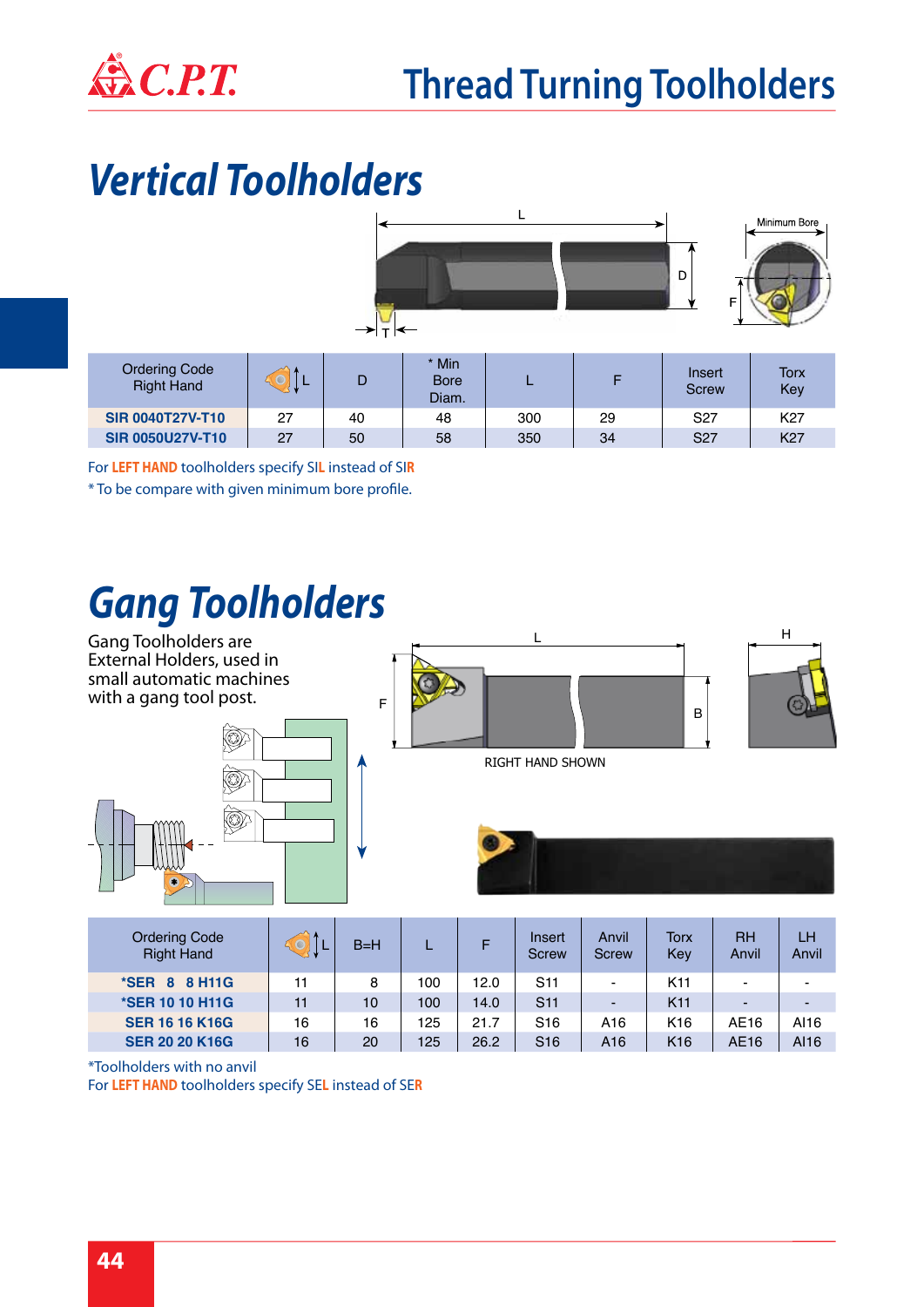# Thread Turning Toolholders

## Vertical Toolholders

| Ordering Code Right Hand | L | D | * Min Bore Diam. | L | F | Insert Screw | Torx Key |
|---|---|---|---|---|---|---|---|
| **SIR 0040T27V-T10** | 27 | 40 | 48 | 300 | 29 | S27 | K27 |
| **SIR 0050U27V-T10** | 27 | 50 | 58 | 350 | 34 | S27 | K27 |

For **LEFT HAND** toolholders specify SI**L** instead of SI**R**

* To be compare with given minimum bore profile.

## Gang Toolholders

Gang Toolholders are External Holders, used in small automatic machines with a gang tool post.

RIGHT HAND SHOWN

| Ordering Code Right Hand | L | B=H | L | F | Insert Screw | Anvil Screw | Torx Key | RH Anvil | LH Anvil |
|---|---|---|---|---|---|---|---|---|---|
| ***SER 8 8 H11G** | 11 | 8 | 100 | 12.0 | S11 | - | K11 | - | - |
| ***SER 10 10 H11G** | 11 | 10 | 100 | 14.0 | S11 | - | K11 | - | - |
| **SER 16 16 K16G** | 16 | 16 | 125 | 21.7 | S16 | A16 | K16 | AE16 | AI16 |
| **SER 20 20 K16G** | 16 | 20 | 125 | 26.2 | S16 | A16 | K16 | AE16 | AI16 |

*Toolholders with no anvil

For **LEFT HAND** toolholders specify SE**L** instead of SER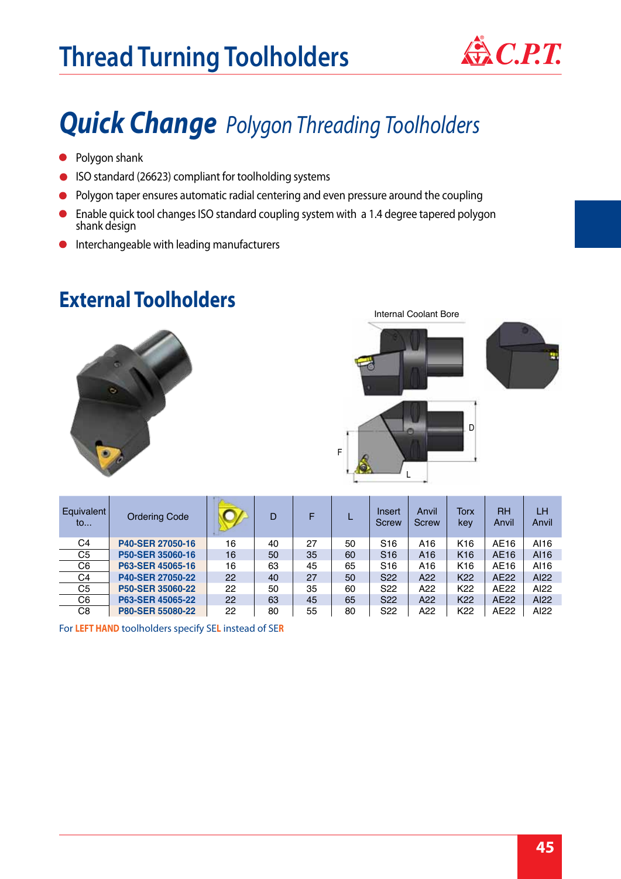# Thread Turning Toolholders

## ***Quick Change*** *Polygon Threading Toolholders*

- Polygon shank
- ISO standard (26623) compliant for toolholding systems
- Polygon taper ensures automatic radial centering and even pressure around the coupling
- Enable quick tool changes ISO standard coupling system with a 1.4 degree tapered polygon shank design
- Interchangeable with leading manufacturers

## External Toolholders

Internal Coolant Bore

| Equivalent to... | Ordering Code | Insert | D | F | L | Insert Screw | Anvil Screw | Torx key | RH Anvil | LH Anvil |
|---|---|---|---|---|---|---|---|---|---|---|
| C4 | P40-SER 27050-16 | 16 | 40 | 27 | 50 | S16 | A16 | K16 | AE16 | AI16 |
| C5 | P50-SER 35060-16 | 16 | 50 | 35 | 60 | S16 | A16 | K16 | AE16 | AI16 |
| C6 | P63-SER 45065-16 | 16 | 63 | 45 | 65 | S16 | A16 | K16 | AE16 | AI16 |
| C4 | P40-SER 27050-22 | 22 | 40 | 27 | 50 | S22 | A22 | K22 | AE22 | AI22 |
| C5 | P50-SER 35060-22 | 22 | 50 | 35 | 60 | S22 | A22 | K22 | AE22 | AI22 |
| C6 | P63-SER 45065-22 | 22 | 63 | 45 | 65 | S22 | A22 | K22 | AE22 | AI22 |
| C8 | P80-SER 55080-22 | 22 | 80 | 55 | 80 | S22 | A22 | K22 | AE22 | AI22 |

For **LEFT HAND** toolholders specify SEL instead of SER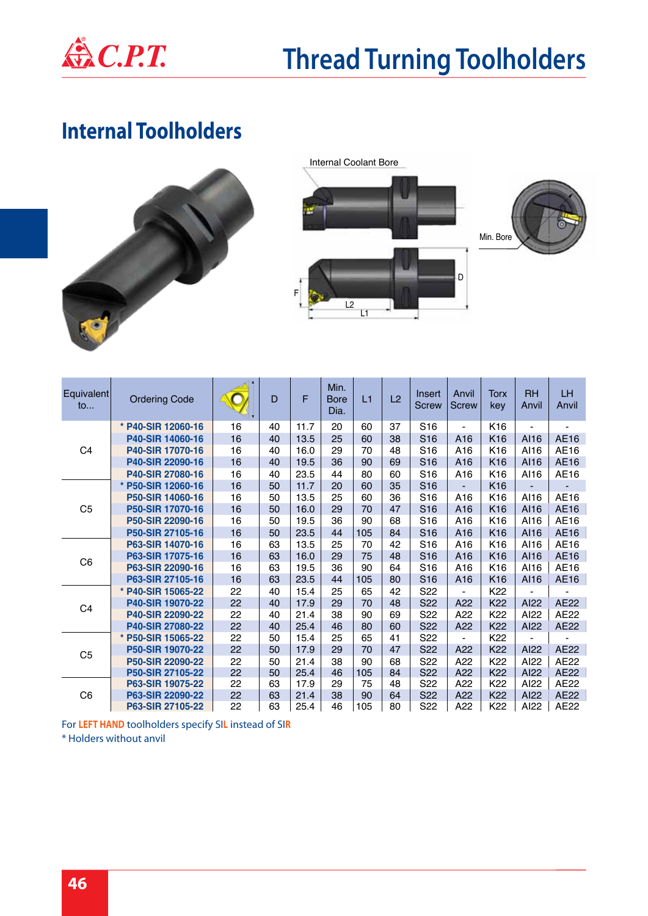# Thread Turning Toolholders

## Internal Toolholders

Internal Coolant Bore

Min. Bore

F  L2  L1  D

| Equivalent to... | Ordering Code | (insert) | D | F | Min. Bore Dia. | L1 | L2 | Insert Screw | Anvil Screw | Torx key | RH Anvil | LH Anvil |
|---|---|---|---|---|---|---|---|---|---|---|---|---|
| C4 | * P40-SIR 12060-16 | 16 | 40 | 11.7 | 20 | 60 | 37 | S16 | - | K16 | - | - |
| | P40-SIR 14060-16 | 16 | 40 | 13.5 | 25 | 60 | 38 | S16 | A16 | K16 | AI16 | AE16 |
| | P40-SIR 17070-16 | 16 | 40 | 16.0 | 29 | 70 | 48 | S16 | A16 | K16 | AI16 | AE16 |
| | P40-SIR 22090-16 | 16 | 40 | 19.5 | 36 | 90 | 69 | S16 | A16 | K16 | AI16 | AE16 |
| | P40-SIR 27080-16 | 16 | 40 | 23.5 | 44 | 80 | 60 | S16 | A16 | K16 | AI16 | AE16 |
| C5 | * P50-SIR 12060-16 | 16 | 50 | 11.7 | 20 | 60 | 35 | S16 | - | K16 | - | - |
| | P50-SIR 14060-16 | 16 | 50 | 13.5 | 25 | 60 | 36 | S16 | A16 | K16 | AI16 | AE16 |
| | P50-SIR 17070-16 | 16 | 50 | 16.0 | 29 | 70 | 47 | S16 | A16 | K16 | AI16 | AE16 |
| | P50-SIR 22090-16 | 16 | 50 | 19.5 | 36 | 90 | 68 | S16 | A16 | K16 | AI16 | AE16 |
| | P50-SIR 27105-16 | 16 | 50 | 23.5 | 44 | 105 | 84 | S16 | A16 | K16 | AI16 | AE16 |
| C6 | P63-SIR 14070-16 | 16 | 63 | 13.5 | 25 | 70 | 42 | S16 | A16 | K16 | AI16 | AE16 |
| | P63-SIR 17075-16 | 16 | 63 | 16.0 | 29 | 75 | 48 | S16 | A16 | K16 | AI16 | AE16 |
| | P63-SIR 22090-16 | 16 | 63 | 19.5 | 36 | 90 | 64 | S16 | A16 | K16 | AI16 | AE16 |
| | P63-SIR 27105-16 | 16 | 63 | 23.5 | 44 | 105 | 80 | S16 | A16 | K16 | AI16 | AE16 |
| C4 | * P40-SIR 15065-22 | 22 | 40 | 15.4 | 25 | 65 | 42 | S22 | - | K22 | - | - |
| | P40-SIR 19070-22 | 22 | 40 | 17.9 | 29 | 70 | 48 | S22 | A22 | K22 | AI22 | AE22 |
| | P40-SIR 22090-22 | 22 | 40 | 21.4 | 38 | 90 | 69 | S22 | A22 | K22 | AI22 | AE22 |
| | P40-SIR 27080-22 | 22 | 40 | 25.4 | 46 | 80 | 60 | S22 | A22 | K22 | AI22 | AE22 |
| C5 | * P50-SIR 15065-22 | 22 | 50 | 15.4 | 25 | 65 | 41 | S22 | - | K22 | - | - |
| | P50-SIR 19070-22 | 22 | 50 | 17.9 | 29 | 70 | 47 | S22 | A22 | K22 | AI22 | AE22 |
| | P50-SIR 22090-22 | 22 | 50 | 21.4 | 38 | 90 | 68 | S22 | A22 | K22 | AI22 | AE22 |
| | P50-SIR 27105-22 | 22 | 50 | 25.4 | 46 | 105 | 84 | S22 | A22 | K22 | AI22 | AE22 |
| C6 | P63-SIR 19075-22 | 22 | 63 | 17.9 | 29 | 75 | 48 | S22 | A22 | K22 | AI22 | AE22 |
| | P63-SIR 22090-22 | 22 | 63 | 21.4 | 38 | 90 | 64 | S22 | A22 | K22 | AI22 | AE22 |
| | P63-SIR 27105-22 | 22 | 63 | 25.4 | 46 | 105 | 80 | S22 | A22 | K22 | AI22 | AE22 |

For **LEFT HAND** toolholders specify SI**L** instead of SI**R**

* Holders without anvil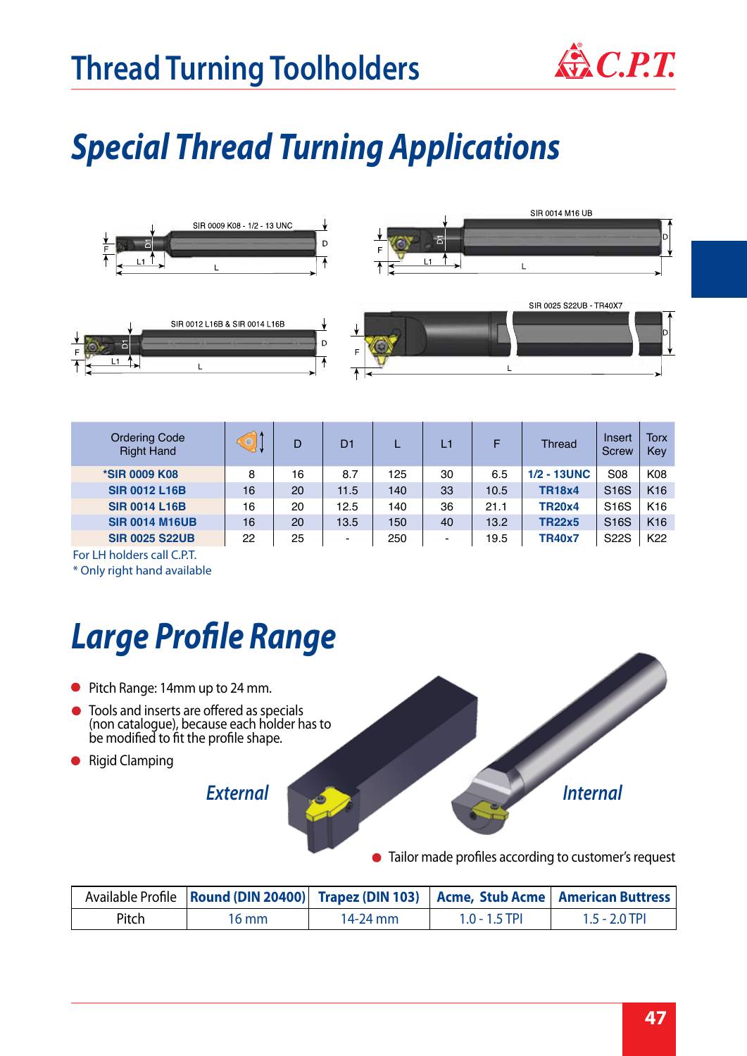# Thread Turning Toolholders

## Special Thread Turning Applications

SIR 0009 K08 - 1/2 - 13 UNC

SIR 0014 M16 UB

SIR 0012 L16B & SIR 0014 L16B

SIR 0025 S22UB - TR40X7

| Ordering Code Right Hand | | D | D1 | L | L1 | F | Thread | Insert Screw | Torx Key |
|---|---|---|---|---|---|---|---|---|---|
| *SIR 0009 K08 | 8 | 16 | 8.7 | 125 | 30 | 6.5 | 1/2 - 13UNC | S08 | K08 |
| SIR 0012 L16B | 16 | 20 | 11.5 | 140 | 33 | 10.5 | TR18x4 | S16S | K16 |
| SIR 0014 L16B | 16 | 20 | 12.5 | 140 | 36 | 21.1 | TR20x4 | S16S | K16 |
| SIR 0014 M16UB | 16 | 20 | 13.5 | 150 | 40 | 13.2 | TR22x5 | S16S | K16 |
| SIR 0025 S22UB | 22 | 25 | - | 250 | - | 19.5 | TR40x7 | S22S | K22 |

For LH holders call C.P.T.

* Only right hand available

## Large Profile Range

- Pitch Range: 14mm up to 24 mm.
- Tools and inserts are offered as specials (non catalogue), because each holder has to be modified to fit the profile shape.
- Rigid Clamping

*External* *Internal*

- Tailor made profiles according to customer's request

| Available Profile | Round (DIN 20400) | Trapez (DIN 103) | Acme, Stub Acme | American Buttress |
|---|---|---|---|---|
| Pitch | 16 mm | 14-24 mm | 1.0 - 1.5 TPI | 1.5 - 2.0 TPI |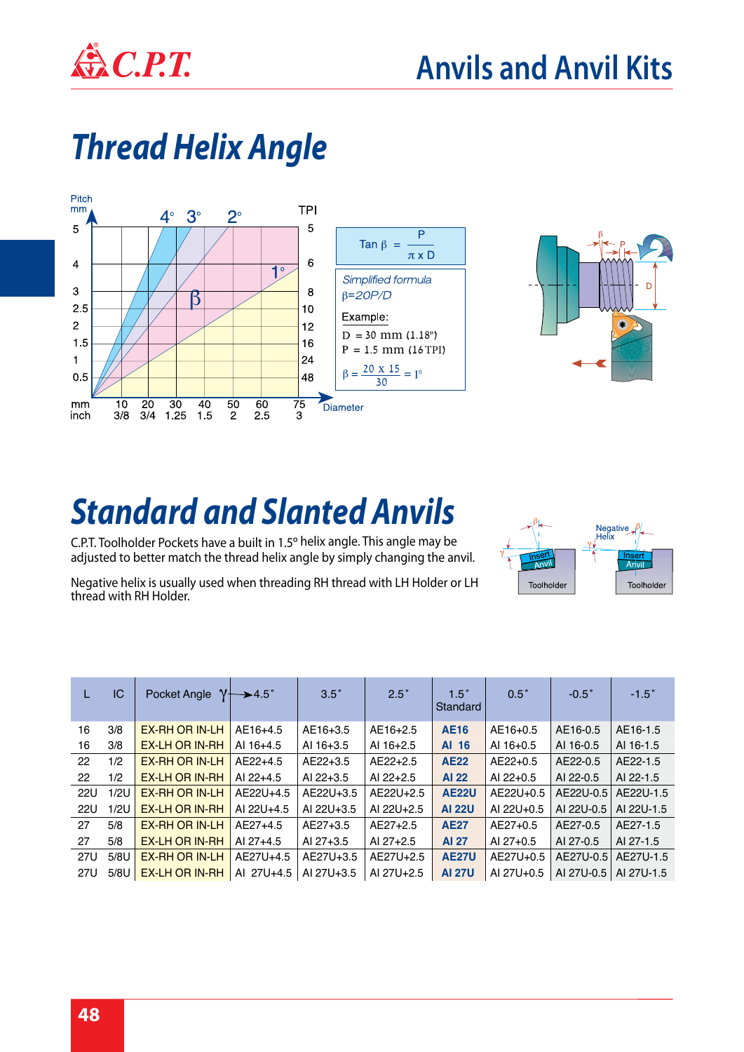# Anvils and Anvil Kits

## Thread Helix Angle

$$\tan \beta = \frac{P}{\pi \times D}$$

*Simplified formula*
*β=20P/D*

Example:
D = 30 mm (1.18")
P = 1.5 mm (16 TPI)

$$\beta = \frac{20 \times 15}{30} = 1^\circ$$

## Standard and Slanted Anvils

C.P.T. Toolholder Pockets have a built in 1.5° helix angle. This angle may be adjusted to better match the thread helix angle by simply changing the anvil.

Negative helix is usually used when threading RH thread with LH Holder or LH thread with RH Holder.

| L | IC | Pocket Angle γ | 4.5˚ | 3.5˚ | 2.5˚ | 1.5˚ Standard | 0.5˚ | -0.5˚ | -1.5˚ |
|---|---|---|---|---|---|---|---|---|---|
| 16 | 3/8 | EX-RH OR IN-LH | AE16+4.5 | AE16+3.5 | AE16+2.5 | **AE16** | AE16+0.5 | AE16-0.5 | AE16-1.5 |
| 16 | 3/8 | EX-LH OR IN-RH | AI 16+4.5 | AI 16+3.5 | AI 16+2.5 | **AI 16** | AI 16+0.5 | AI 16-0.5 | AI 16-1.5 |
| 22 | 1/2 | EX-RH OR IN-LH | AE22+4.5 | AE22+3.5 | AE22+2.5 | **AE22** | AE22+0.5 | AE22-0.5 | AE22-1.5 |
| 22 | 1/2 | EX-LH OR IN-RH | AI 22+4.5 | AI 22+3.5 | AI 22+2.5 | **AI 22** | AI 22+0.5 | AI 22-0.5 | AI 22-1.5 |
| 22U | 1/2U | EX-RH OR IN-LH | AE22U+4.5 | AE22U+3.5 | AE22U+2.5 | **AE22U** | AE22U+0.5 | AE22U-0.5 | AE22U-1.5 |
| 22U | 1/2U | EX-LH OR IN-RH | AI 22U+4.5 | AI 22U+3.5 | AI 22U+2.5 | **AI 22U** | AI 22U+0.5 | AI 22U-0.5 | AI 22U-1.5 |
| 27 | 5/8 | EX-RH OR IN-LH | AE27+4.5 | AE27+3.5 | AE27+2.5 | **AE27** | AE27+0.5 | AE27-0.5 | AE27-1.5 |
| 27 | 5/8 | EX-LH OR IN-RH | AI 27+4.5 | AI 27+3.5 | AI 27+2.5 | **AI 27** | AI 27+0.5 | AI 27-0.5 | AI 27-1.5 |
| 27U | 5/8U | EX-RH OR IN-LH | AE27U+4.5 | AE27U+3.5 | AE27U+2.5 | **AE27U** | AE27U+0.5 | AE27U-0.5 | AE27U-1.5 |
| 27U | 5/8U | EX-LH OR IN-RH | AI 27U+4.5 | AI 27U+3.5 | AI 27U+2.5 | **AI 27U** | AI 27U+0.5 | AI 27U-0.5 | AI 27U-1.5 |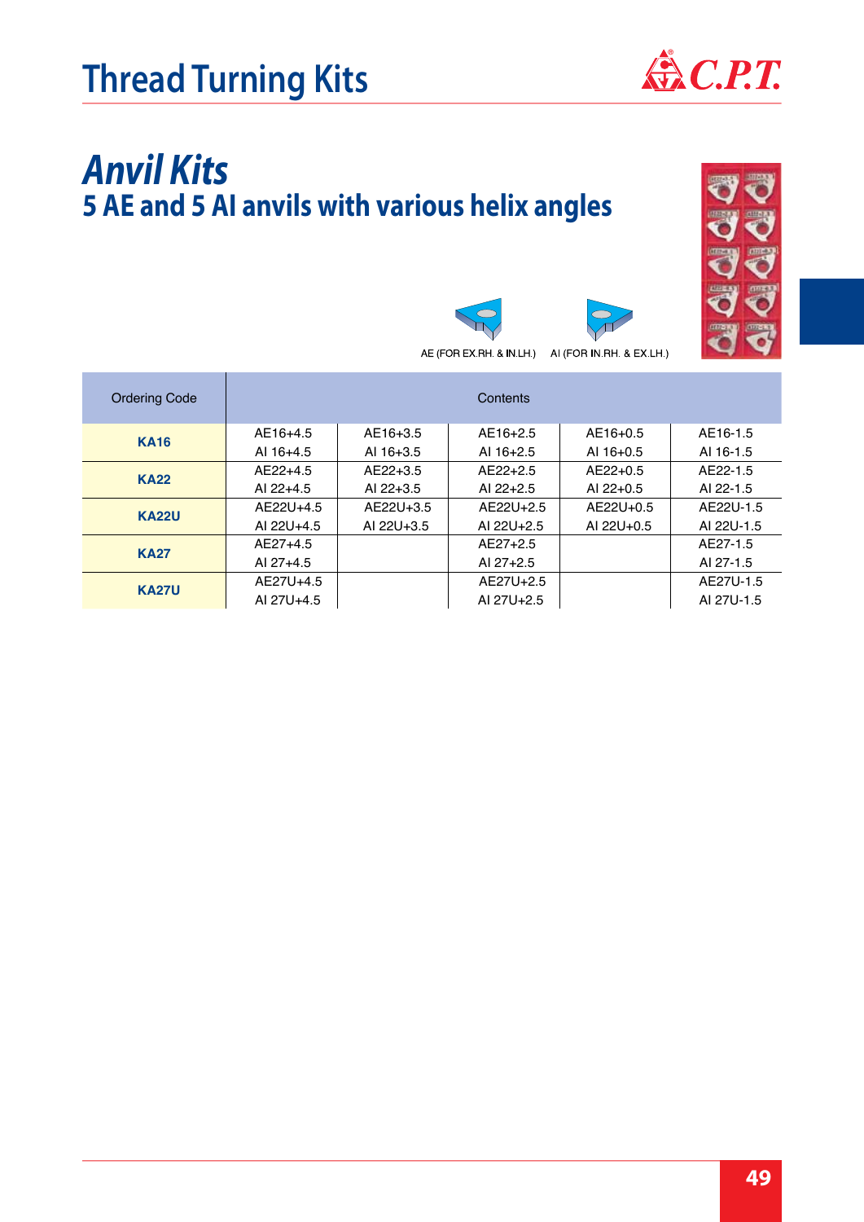# Thread Turning Kits

## *Anvil Kits*

### 5 AE and 5 AI anvils with various helix angles

AE (FOR EX.RH. & IN.LH.) AI (FOR IN.RH. & EX.LH.)

| Ordering Code | Contents | | | | |
|---|---|---|---|---|---|
| **KA16** | AE16+4.5<br>AI 16+4.5 | AE16+3.5<br>AI 16+3.5 | AE16+2.5<br>AI 16+2.5 | AE16+0.5<br>AI 16+0.5 | AE16-1.5<br>AI 16-1.5 |
| **KA22** | AE22+4.5<br>AI 22+4.5 | AE22+3.5<br>AI 22+3.5 | AE22+2.5<br>AI 22+2.5 | AE22+0.5<br>AI 22+0.5 | AE22-1.5<br>AI 22-1.5 |
| **KA22U** | AE22U+4.5<br>AI 22U+4.5 | AE22U+3.5<br>AI 22U+3.5 | AE22U+2.5<br>AI 22U+2.5 | AE22U+0.5<br>AI 22U+0.5 | AE22U-1.5<br>AI 22U-1.5 |
| **KA27** | AE27+4.5<br>AI 27+4.5 | | AE27+2.5<br>AI 27+2.5 | | AE27-1.5<br>AI 27-1.5 |
| **KA27U** | AE27U+4.5<br>AI 27U+4.5 | | AE27U+2.5<br>AI 27U+2.5 | | AE27U-1.5<br>AI 27U-1.5 |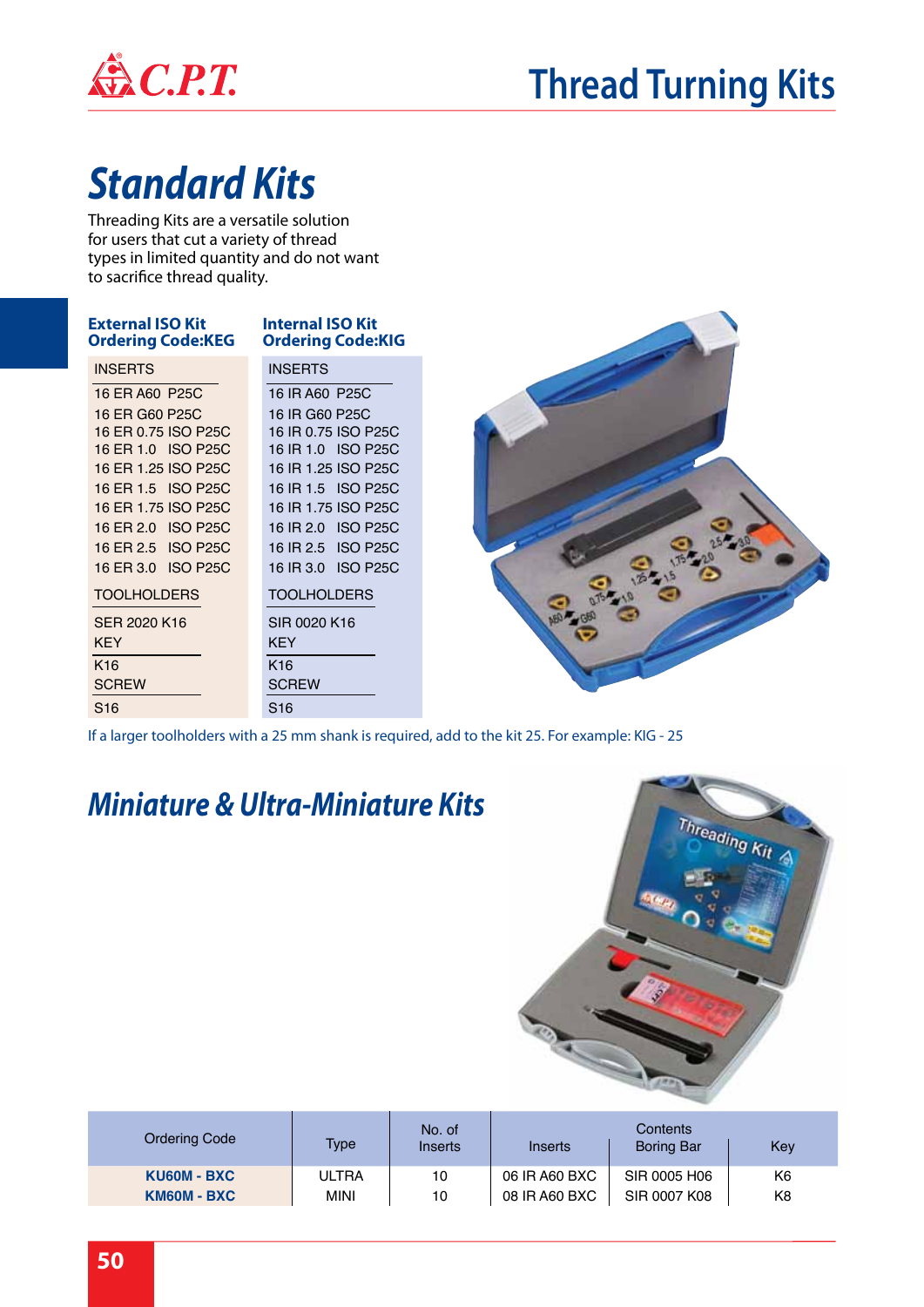# Thread Turning Kits

## Standard Kits

Threading Kits are a versatile solution for users that cut a variety of thread types in limited quantity and do not want to sacrifice thread quality.

| External ISO Kit Ordering Code:KEG | Internal ISO Kit Ordering Code:KIG |
|---|---|
| INSERTS | INSERTS |
| 16 ER A60 P25C | 16 IR A60 P25C |
| 16 ER G60 P25C | 16 IR G60 P25C |
| 16 ER 0.75 ISO P25C | 16 IR 0.75 ISO P25C |
| 16 ER 1.0 ISO P25C | 16 IR 1.0 ISO P25C |
| 16 ER 1.25 ISO P25C | 16 IR 1.25 ISO P25C |
| 16 ER 1.5 ISO P25C | 16 IR 1.5 ISO P25C |
| 16 ER 1.75 ISO P25C | 16 IR 1.75 ISO P25C |
| 16 ER 2.0 ISO P25C | 16 IR 2.0 ISO P25C |
| 16 ER 2.5 ISO P25C | 16 IR 2.5 ISO P25C |
| 16 ER 3.0 ISO P25C | 16 IR 3.0 ISO P25C |
| TOOLHOLDERS | TOOLHOLDERS |
| SER 2020 K16 | SIR 0020 K16 |
| KEY | KEY |
| K16 | K16 |
| SCREW | SCREW |
| S16 | S16 |

If a larger toolholders with a 25 mm shank is required, add to the kit 25. For example: KIG - 25

## Miniature & Ultra-Miniature Kits

| Ordering Code | Type | No. of Inserts | Contents | | |
|---|---|---|---|---|---|
| | | | Inserts | Boring Bar | Key |
| **KU60M - BXC** | ULTRA | 10 | 06 IR A60 BXC | SIR 0005 H06 | K6 |
| **KM60M - BXC** | MINI | 10 | 08 IR A60 BXC | SIR 0007 K08 | K8 |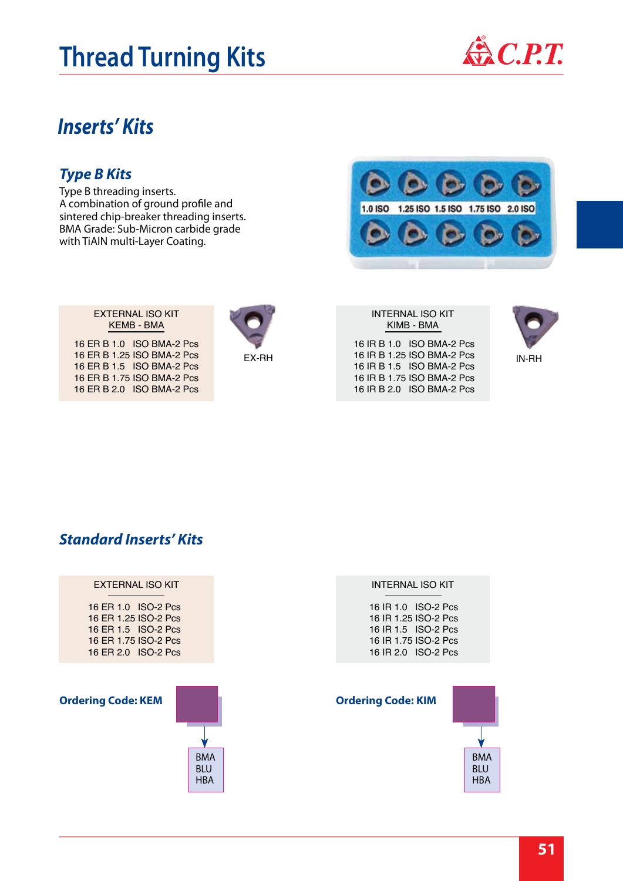# Thread Turning Kits

## Inserts' Kits

### Type B Kits

Type B threading inserts.
A combination of ground profile and sintered chip-breaker threading inserts.
BMA Grade: Sub-Micron carbide grade with TiAlN multi-Layer Coating.

1.0 ISO 1.25 ISO 1.5 ISO 1.75 ISO 2.0 ISO

| EXTERNAL ISO KIT KEMB - BMA |
|---|
| 16 ER B 1.0 ISO BMA-2 Pcs |
| 16 ER B 1.25 ISO BMA-2 Pcs |
| 16 ER B 1.5 ISO BMA-2 Pcs |
| 16 ER B 1.75 ISO BMA-2 Pcs |
| 16 ER B 2.0 ISO BMA-2 Pcs |

EX-RH

| INTERNAL ISO KIT KIMB - BMA |
|---|
| 16 IR B 1.0 ISO BMA-2 Pcs |
| 16 IR B 1.25 ISO BMA-2 Pcs |
| 16 IR B 1.5 ISO BMA-2 Pcs |
| 16 IR B 1.75 ISO BMA-2 Pcs |
| 16 IR B 2.0 ISO BMA-2 Pcs |

IN-RH

## Standard Inserts' Kits

| EXTERNAL ISO KIT |
|---|
| 16 ER 1.0 ISO-2 Pcs |
| 16 ER 1.25 ISO-2 Pcs |
| 16 ER 1.5 ISO-2 Pcs |
| 16 ER 1.75 ISO-2 Pcs |
| 16 ER 2.0 ISO-2 Pcs |

| INTERNAL ISO KIT |
|---|
| 16 IR 1.0 ISO-2 Pcs |
| 16 IR 1.25 ISO-2 Pcs |
| 16 IR 1.5 ISO-2 Pcs |
| 16 IR 1.75 ISO-2 Pcs |
| 16 IR 2.0 ISO-2 Pcs |

**Ordering Code: KEM**

BMA
BLU
HBA

**Ordering Code: KIM**

BMA
BLU
HBA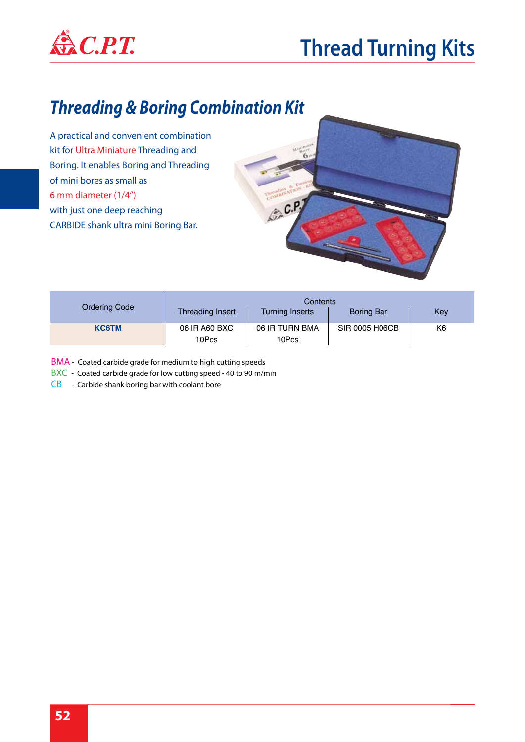# Thread Turning Kits

## Threading & Boring Combination Kit

A practical and convenient combination kit for Ultra Miniature Threading and Boring. It enables Boring and Threading of mini bores as small as 6 mm diameter (1/4") with just one deep reaching CARBIDE shank ultra mini Boring Bar.

| Ordering Code | Contents | | | |
|---|---|---|---|---|
| | Threading Insert | Turning Inserts | Boring Bar | Key |
| **KC6TM** | 06 IR A60 BXC 10Pcs | 06 IR TURN BMA 10Pcs | SIR 0005 H06CB | K6 |

BMA - Coated carbide grade for medium to high cutting speeds
BXC - Coated carbide grade for low cutting speed - 40 to 90 m/min
CB - Carbide shank boring bar with coolant bore